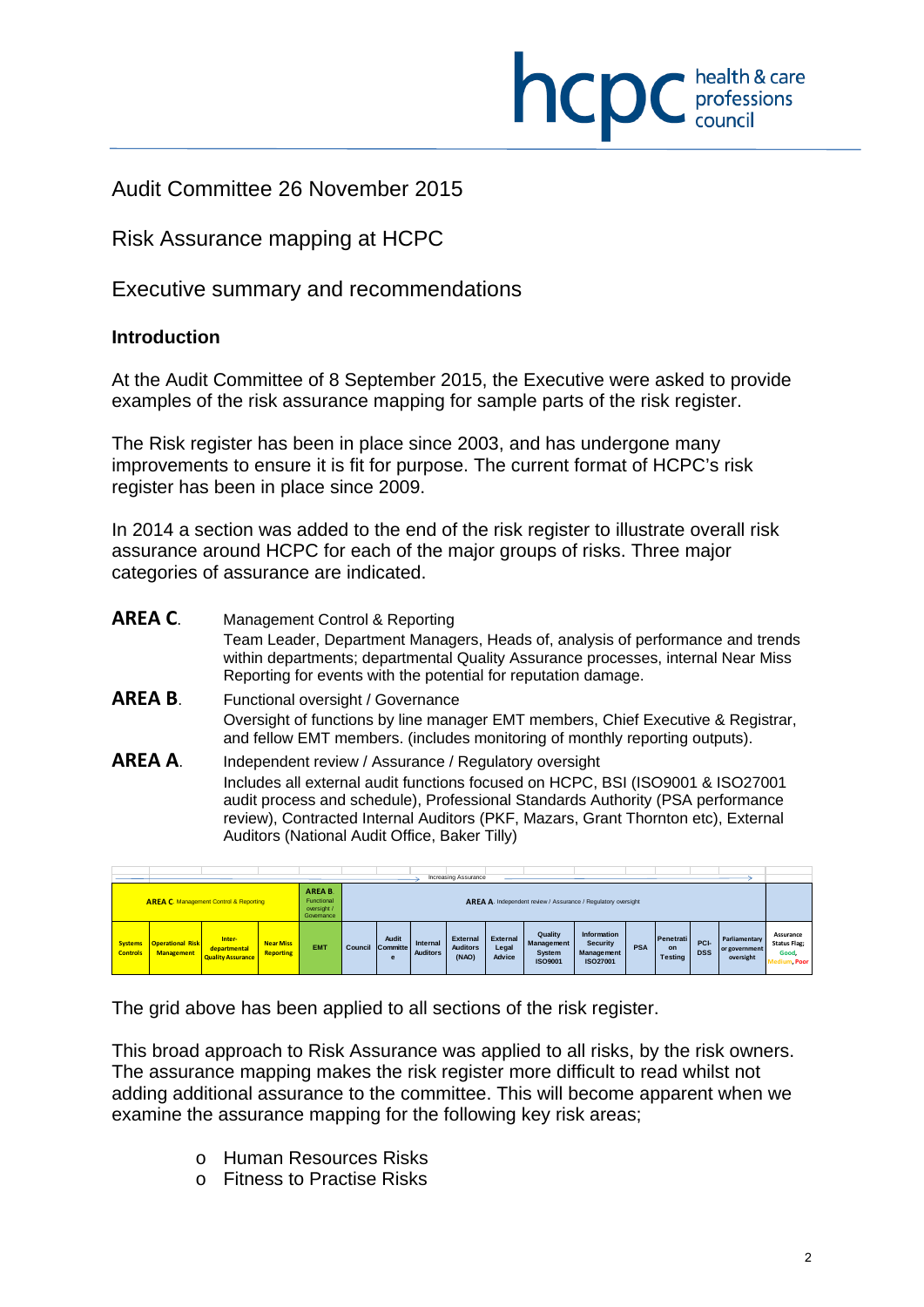# Audit Committee 26 November 2015

## Risk Assurance mapping at HCPC

## Executive summary and recommendations

### Introduction

At the Audit Committee of 8 September 2015, the Executive were asked to provide examples of the risk assurance mapping for sample parts of the risk register.

The Risk register has been in place since 2003, and has undergone many improvements to ensure it is fit for purpose. The current format of HCPC's risk register has been in place since 2009.

In 2014 a section was added to the end of the risk register to illustrate overall risk assurance around HCPC for each of the major groups of risks. Three major categories of assurance are indicated.

**AREA C.** Management Control & Reporting
Team Leader, Department Managers, Heads of, analysis of performance and trends within departments; departmental Quality Assurance processes, internal Near Miss Reporting for events with the potential for reputation damage.

**AREA B.** Functional oversight / Governance
Oversight of functions by line manager EMT members, Chief Executive & Registrar, and fellow EMT members. (includes monitoring of monthly reporting outputs).

**AREA A.** Independent review / Assurance / Regulatory oversight
Includes all external audit functions focused on HCPC, BSI (ISO9001 & ISO27001 audit process and schedule), Professional Standards Authority (PSA performance review), Contracted Internal Auditors (PKF, Mazars, Grant Thornton etc), External Auditors (National Audit Office, Baker Tilly)

Increasing Assurance →

| AREA C. Management Control & Reporting | | | | AREA B. Functional oversight / Governance | AREA A. Independent review / Assurance / Regulatory oversight | | | | | | | | | | | | |
|---|---|---|---|---|---|---|---|---|---|---|---|---|---|---|---|---|---|
| Systems Controls | Operational Risk Management | Inter-departmental Quality Assurance | Near Miss Reporting | EMT | Council | Audit Committee | Internal Auditors | External Auditors (NAO) | External Legal Advice | Quality Management System ISO9001 | Information Security Management ISO27001 | PSA | Penetration Testing | PCI-DSS | Parliamentary or government oversight | Assurance Status Flag; Good, Medium, Poor |

The grid above has been applied to all sections of the risk register.

This broad approach to Risk Assurance was applied to all risks, by the risk owners. The assurance mapping makes the risk register more difficult to read whilst not adding additional assurance to the committee. This will become apparent when we examine the assurance mapping for the following key risk areas;

- Human Resources Risks
- Fitness to Practise Risks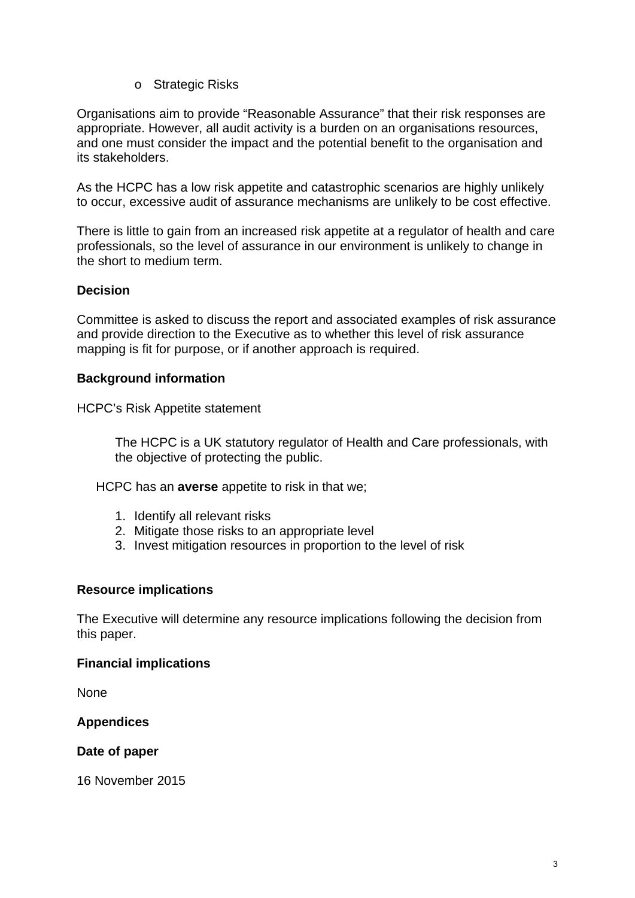- Strategic Risks

Organisations aim to provide “Reasonable Assurance” that their risk responses are appropriate. However, all audit activity is a burden on an organisations resources, and one must consider the impact and the potential benefit to the organisation and its stakeholders.

As the HCPC has a low risk appetite and catastrophic scenarios are highly unlikely to occur, excessive audit of assurance mechanisms are unlikely to be cost effective.

There is little to gain from an increased risk appetite at a regulator of health and care professionals, so the level of assurance in our environment is unlikely to change in the short to medium term.

**Decision**

Committee is asked to discuss the report and associated examples of risk assurance and provide direction to the Executive as to whether this level of risk assurance mapping is fit for purpose, or if another approach is required.

**Background information**

HCPC’s Risk Appetite statement

> The HCPC is a UK statutory regulator of Health and Care professionals, with the objective of protecting the public.

HCPC has an **averse** appetite to risk in that we;

1. Identify all relevant risks
2. Mitigate those risks to an appropriate level
3. Invest mitigation resources in proportion to the level of risk

**Resource implications**

The Executive will determine any resource implications following the decision from this paper.

**Financial implications**

None

**Appendices**

**Date of paper**

16 November 2015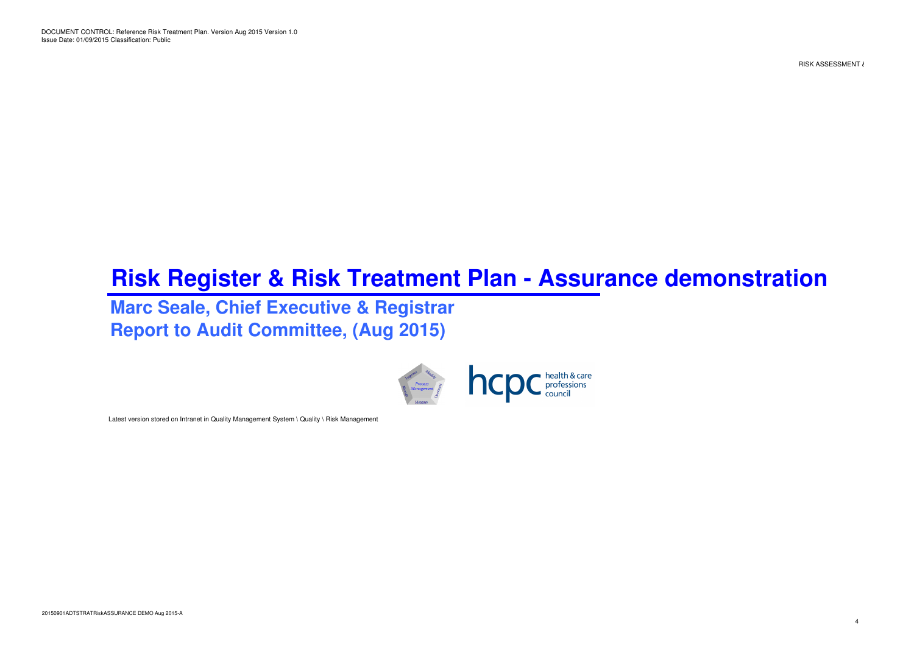DOCUMENT CONTROL: Reference Risk Treatment Plan. Version Aug 2015 Version 1.0
Issue Date: 01/09/2015 Classification: Public

# Risk Register & Risk Treatment Plan - Assurance demonstration

## Marc Seale, Chief Executive & Registrar
## Report to Audit Committee, (Aug 2015)

Latest version stored on Intranet in Quality Management System \ Quality \ Risk Management

20150901ADTSTRATRiskASSURANCE DEMO Aug 2015-A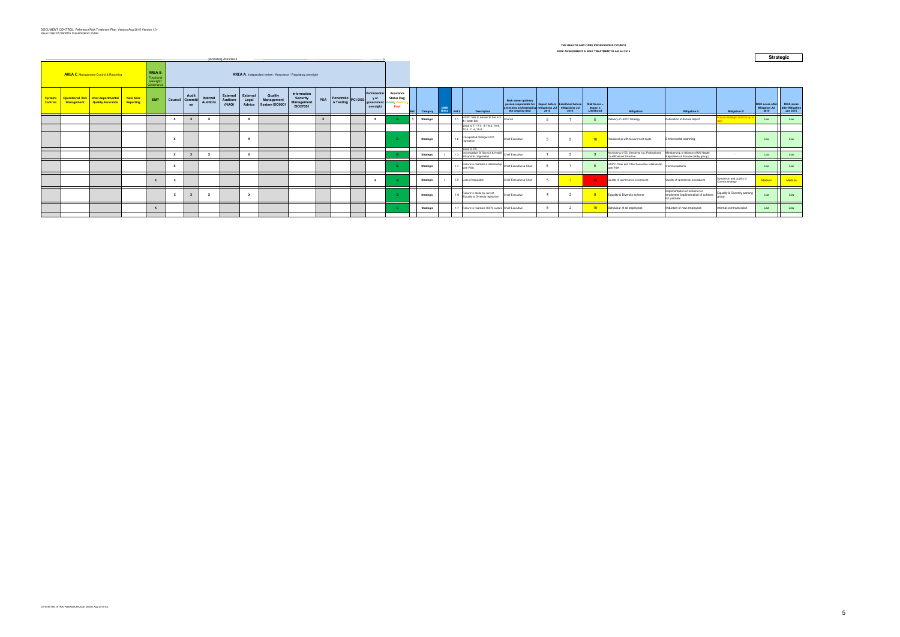DOCUMENT CONTROL: Reference Risk Treatment Plan. Version Aug 2015 Version 1.0
Issue Date: 01/09/2015 Classification: Public

**THE HEALTH AND CARE PROFESSIONS COUNCIL**

**RISK ASSESSMENT & RISK TREATMENT PLAN Jul 2015**

**Strategic**

Increasing Assurance →

| AREA C. Management Control & Reporting | | | | AREA B. Functional oversight / Governance | AREA A. Independent review / Assurance / Regulatory oversight | | | | | | | | | | | | | | | | | | | | | | | | | | | |
|---|---|---|---|---|---|---|---|---|---|---|---|---|---|---|---|---|---|---|---|---|---|---|---|---|---|---|---|---|---|---|---|---|
| Systems Controls | Operational Risk Management | Inter-departmental Quality Assurance | Near Miss Reporting | EMT | Council | Audit Committee | Internal Auditors | External Auditors (NAO) | External Legal Advice | Quality Management System ISO9001 | Information Security Management ISO27001 | PSA | Penetration Testing | PCI-DSS | Parliamentary or government oversight | Assurance Status Flag, Good, Medium, Poor | Ref | Category | ISMS Risks | Ref # | Description | Risk owner (primary person responsible for assessing and managing the ongoing risk) | Impact before mitigations Jul 2015 | Likelihood before mitigations Jul 2015 | Risk Score = Impact x Likelihood | Mitigation I | Mitigation II | Mitigation III | RISK score after Mitigation Jul 2015 | RISK score after Mitigation Jan 2015 |
| | | | | | X | X | X | | X | | | X | | | X | G | 1 | Strategic | | 1.1 | HCPC fails to deliver SI 5as 4(2)* & Health Bill | Council | 5 | 1 | 5 | Delivery of HCPC Strategy | Publication of Annual Report | Ensure Strategic Intent is up to date | Low | Low |
| | | | | | | | | | | | | | | | | | | | | | Links to 7.1-7.6 , 8.1-8.2, 10.4, 10.5, 11.4, 15.9 | | | | | | | | | |
| | | | | | X | | | | X | | | | | | | G | | Strategic | | 1.2 | Unexpected change in UK legislation | Chief Executive | 5 | 2 | 10 | Relationship with Government depts | Environmental scanning | - | Low | Low |
| | | | | | | | | | | | | | | | | | | | | | Links to 2.2, | | | | | | | | | |
| | | | | | X | X | X | | X | | | | | | | G | | Strategic | I | 1.3 | Incompatible SI 5as 4(2) & Health Bill and EU legislation | Chief Executive | 1 | 3 | 3 | Monitoring of EU directives e.g. Professional Qualifications Directive | Membership of Alliance of UK Health Regulators on Europe (lobby group) | - | Low | Low |
| | | | | | X | | | | | | | | | | | G | | Strategic | | 1.4 | Failure to maintain a relationship with PSA | Chief Executive & Chair | 5 | 1 | 5 | HCPC Chair and Chief Executive relationship with PSA | Communications | - | Low | Low |
| | | | | X | X | | | | | | | | | | X | G | | Strategic | I | 1.5 | Loss of reputation | Chief Executive & Chair | 5 | 3 | 15 | Quality of governance procedures | Quality of operational procedures | Dynamism and quality of Comms strategy | Medium | Medium |
| | | | | | X | X | X | | X | | | | | | | G | | Strategic | | 1.6 | Failure to abide by current Equality & Diversity legislation | Chief Executive | 4 | 2 | 8 | Equality & Diversity scheme | Implementation of scheme for employees Implementation of scheme for partners | Equality & Diversity working group | Low | Low |
| | | | | X | | | | | | | | | | | | G | | Strategic | | 1.7 | Failure to maintain HCPC culture | Chief Executive | 5 | 2 | 10 | Behaviour of all employees | Induction of new employees | Internal communication | Low | Low |

20150831dGTSTRATRiskASSURANCE DBBD Aug 2015-A3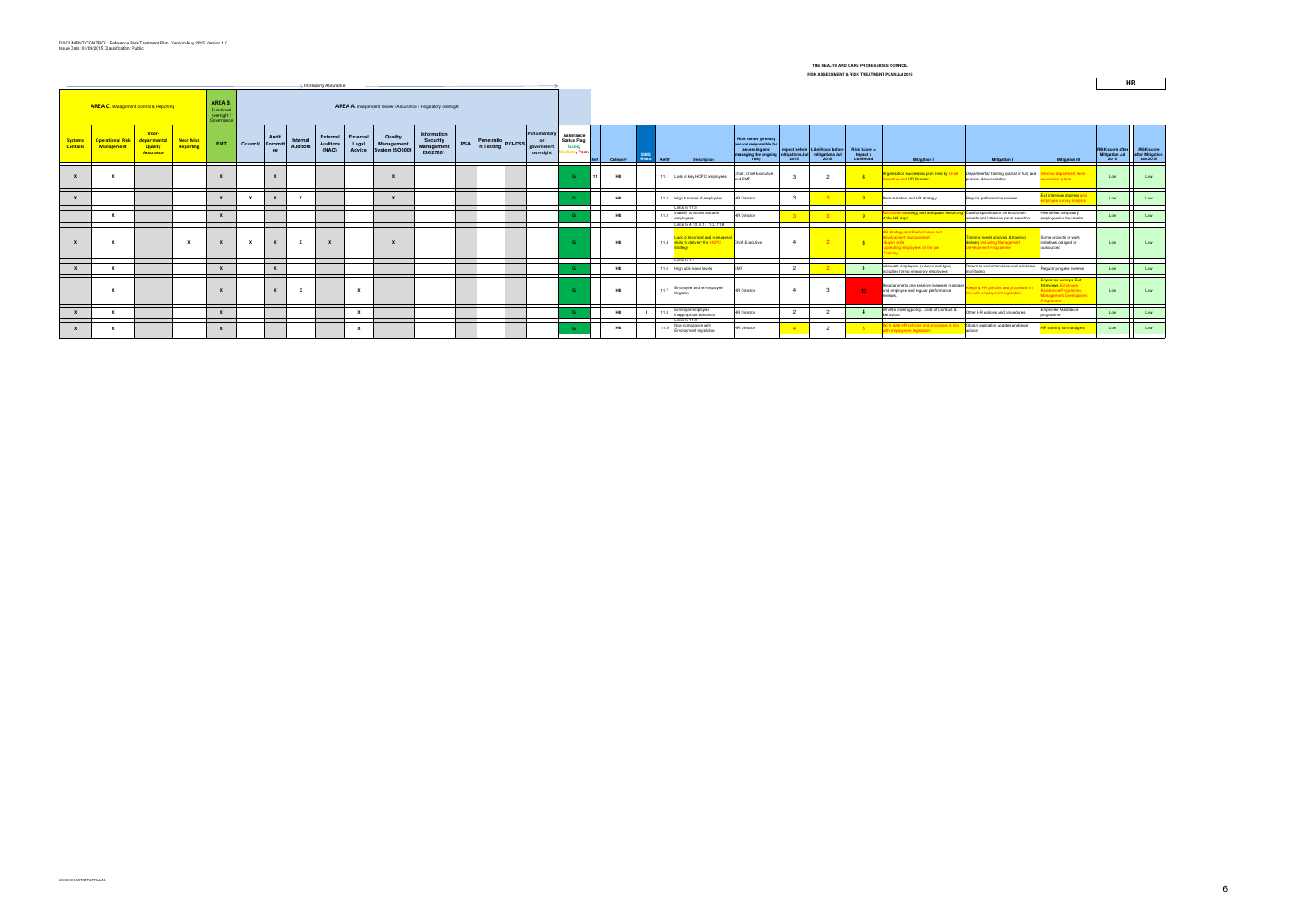# HR

| AREA C. Management Control & Reporting | | | | AREA B. Functional oversight / Governance | AREA A. Independent review / Assurance / Regulatory oversight | | | | | | | | | | | | | | | | | | | | | | | | | |
|---|---|---|---|---|---|---|---|---|---|---|---|---|---|---|---|---|---|---|---|---|---|---|---|---|---|---|---|---|---|---|
| Systems Controls | Operational Risk Management | Inter-departmental Quality Assurance | Near Miss Reporting | EMT | Council | Audit Committee | Internal Auditors | External Auditors (NAO) | External Legal Advice | Quality Management System ISO9001 | Information Security Management ISO27001 | PSA | Penetration Testing | PCI-DSS | Parliamentary or government oversight | Assurance Status Flag; Good, Medium, Poor. | Ref | Category | GBB Risks | Ref # | Description | Risk owner (primary person responsible for assessing and managing the ongoing risk) | Impact before mitigations Jul 2015 | Likelihood before mitigations Jul 2015 | Risk Score = Impact x Likelihood | Mitigation I | Mitigation II | Mitigation III | RISK score after Mitigation Jul 2015 | RISK score after Mitigation Jan 2015 |
| X | X | | | X | | X | | | | X | | | | | | G | 11 | HR | | 11.1 | Loss of key HCPC employees | Chair, Chief Executive and EMT | 3 | 2 | 6 | Organisation succession plan held by Chief Executive and HR Director. | Departmental training (partial or full) and process documentation | Informal department level succession plans | Low | Low |
| X | | | | X | X | X | X | | | X | | | | | | G | | HR | | 11.2 | High turnover of employees | HR Director | 3 | 3 | 9 | Remuneration and HR strategy | Regular performance reviews | Exit interview analysis and employee survey analysis | Low | Low |
| | X | | | X | | | | | | | | | | | | G | | HR | | 11.3 | Links to 11.5<br>Inability to recruit suitable employees | HR Director | 3 | 3 | 9 | Recruitment strategy and adequate resourcing of the HR dept | Careful specification of recruitment adverts and interview panel selection | Hire skilled temporary employees in the interim | Low | Low |
| X | X | | X | X | X | X | X | X | | X | | | | | | G | | HR | | 11.4 | Links to 4.10, 6.1, 11.2, 11.8<br>Lack of technical and managerial skills to delivery the HCPC strategy | Chief Executive | 4 | 2 | 8 | HR Strategy and Performance and Development management;<br>-Buy in skills<br>-Upskilling employees on the job<br>-Training | Training needs analysis & training delivery including Management Development Programme | Some projects or work initiatives delayed or outsourced | Low | Low |
| X | X | | | X | | X | | | | | | | | | | G | | HR | | 11.5 | Links to 1.1<br>High sick leave levels | EMT | 2 | 2 | 4 | Adequate employees (volume and type) including hiring temporary employees | Return to work interviews and sick leave monitoring | Regular progress reviews | Low | Low |
| | X | | | X | | X | X | | X | | | | | | | G | | HR | | 11.7 | Employee and ex-employee litigation | HR Director | 4 | 3 | 12 | Regular one to one sessions between manager and employee and regular performance reviews. | Keeping HR policies and processes in line with employment legislation | Employee surveys, Exit interviews, Employee Assistance Programme, Management Development Programme | Low | Low |
| X | X | | | X | | | | | X | | | | | | | G | | HR | I | 11.8 | Employee/employer inappropriate behaviour | HR Director | 2 | 2 | 4 | Whistle blowing policy, Code of Conduct & Behaviour | Other HR policies and procedures | Employee Assistance programme | Low | Low |
| X | X | | | X | | | | | X | | | | | | | G | | HR | | 11.9 | Links to 11.7<br>Non-compliance with employment legislation | HR Director | 4 | 2 | 8 | Up to date HR policies and processes in line with employment legislation. | Obtain legislation updates and legal advice | HR training for managers | Low | Low |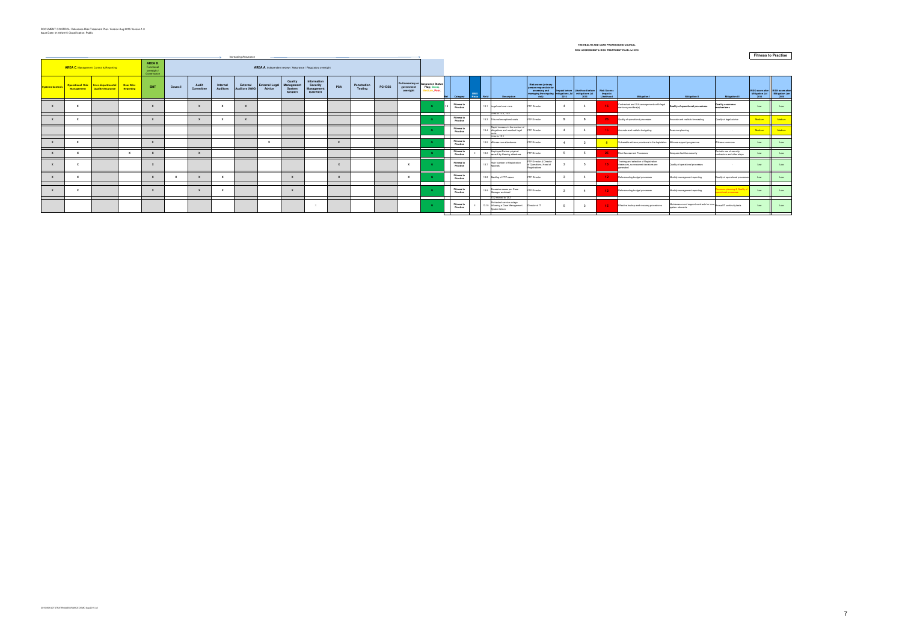DOCUMENT CONTROL: Reference Risk Treatment Plan: Version Aug 2015 Version 1.0
Issue Date: 01/09/2015 Classification: Public

**THE HEALTH AND CARE PROFESSIONS COUNCIL**

**RISK ASSESSMENT & RISK TREATMENT PLAN Jul 2015**

**Fitness to Practise**

Increasing Assurance →

| AREA C. Management Control & Reporting | | | | AREA B. Functional oversight / Governance | AREA A. Independent review / Assurance / Regulatory oversight | | | | | | | | | | | | | | | | | | | | | | | | | | | | |
|---|---|---|---|---|---|---|---|---|---|---|---|---|---|---|---|---|---|---|---|---|---|---|---|---|---|---|---|---|---|---|---|---|---|
| Systems Controls | Operational Risk Management | Inter-departmental Quality Assurance | Near Miss Reporting | EMT | Council | Audit Committee | Internal Auditors | External Auditors (NAO) | External Legal Advice | Quality Management System ISO9001 | Information Security Management ISO27001 | PSA | Penetration Testing | PCI-DSS | Parliamentary or government oversight | Assurance Status Flag: Good, Medium, Poor. | Ref | Category | ISMS Risk | Ref # | Description | Risk owner (primary person responsible for assessing and managing the ongoing risk) | Impact before mitigations Jul 2015 | Likelihood before mitigations Jul 2015 | Risk Score = Impact x Likelihood | Mitigation I | Mitigation II | Mitigation III | RISK score after Mitigation Jul 2015 | RISK score after Mitigation Jan 2015 |
| X | X | | | X | | X | X | X | | | | | | | | G | 13 | Fitness to Practise | | 13.1 | Legal cost over runs | FTP Director | 4 | 4 | 16 | Contractual and SLA arrangements with legal services provider(s) | Quality of operational procedures | Quality assurance mechanisms | Low | Low |
| X | X | | | X | | X | X | X | | | | | | | | G | | Fitness to Practise | | 13.3 | Linked to 13.1, 13.2<br>Tribunal exceptional costs | FTP Director | 5 | 5 | 25 | Quality of operational processes | Accurate and realistic forecasting | Quality of legal advice | Medium | Medium |
| | | | | | | | | | | | | | | | | G | | Fitness to Practise | | 13.4 | Rapid increase in the number of allegations and resultant legal costs<br>Links to 13.1 | FTP Director | 4 | 4 | 16 | Accurate and realistic budgeting | Resource planning | - | Medium | Medium |
| X | X | | | X | | | | | X | | | X | | | | G | | Fitness to Practise | | 13.5 | Witness non-attendance | FTP Director | 4 | 2 | 8 | Vulnerable witness provisions in the legislation | Witness support programme | Witness summons | Low | Low |
| X | X | | X | X | | X | | | | | | | | | | G | | Fitness to Practise | I | 13.6 | Employee/Partner physical assault by Hearing attendees | FTP Director | 5 | 5 | 25 | Risk Assessment Processes | Adequate facilities security | Periodic use of security contractors and other steps | Low | Low |
| X | X | | | X | | | | | | | | X | | | X | G | | Fitness to Practise | | 13.7 | High Number of Registration Appeals | FTP Director & Director of Operations, Head of Registrations | 3 | 5 | 15 | Training and selection of Registration Assessors, no reasoned decisions are generated | Quality of operational processes | - | Low | Low |
| X | X | | | X | X | X | X | | | X | | X | | | X | G | | Fitness to Practise | | 13.8 | Backlog of FTP cases | FTP Director | 3 | 4 | 12 | Reforecasting budget processes | Monthly management reporting | Quality of operational processes | Low | Low |
| X | X | | | X | | X | X | | | X | | | | | | G | | Fitness to Practise | | 13.9 | Excessive cases per Case Manager workload | FTP Director | 3 | 4 | 12 | Reforecasting budget processes | Monthly management reporting | Resource planning & Quality of operational processes | Low | Low |
| | | | | | | | | | | | X | | | | | G | | Fitness to Practise | I | 13.10 | 13.2 moved to 12.2<br>Protracted service outage following a Case Management System failure | Director of IT | 5 | 3 | 15 | Effective backup and recovery procedures | Maintenance and support contracts for core system elements | Annual IT continuity tests | Low | Low |

20150901 aDTFTPA/TRiskASSURANCE DEMO Aug 2015 AS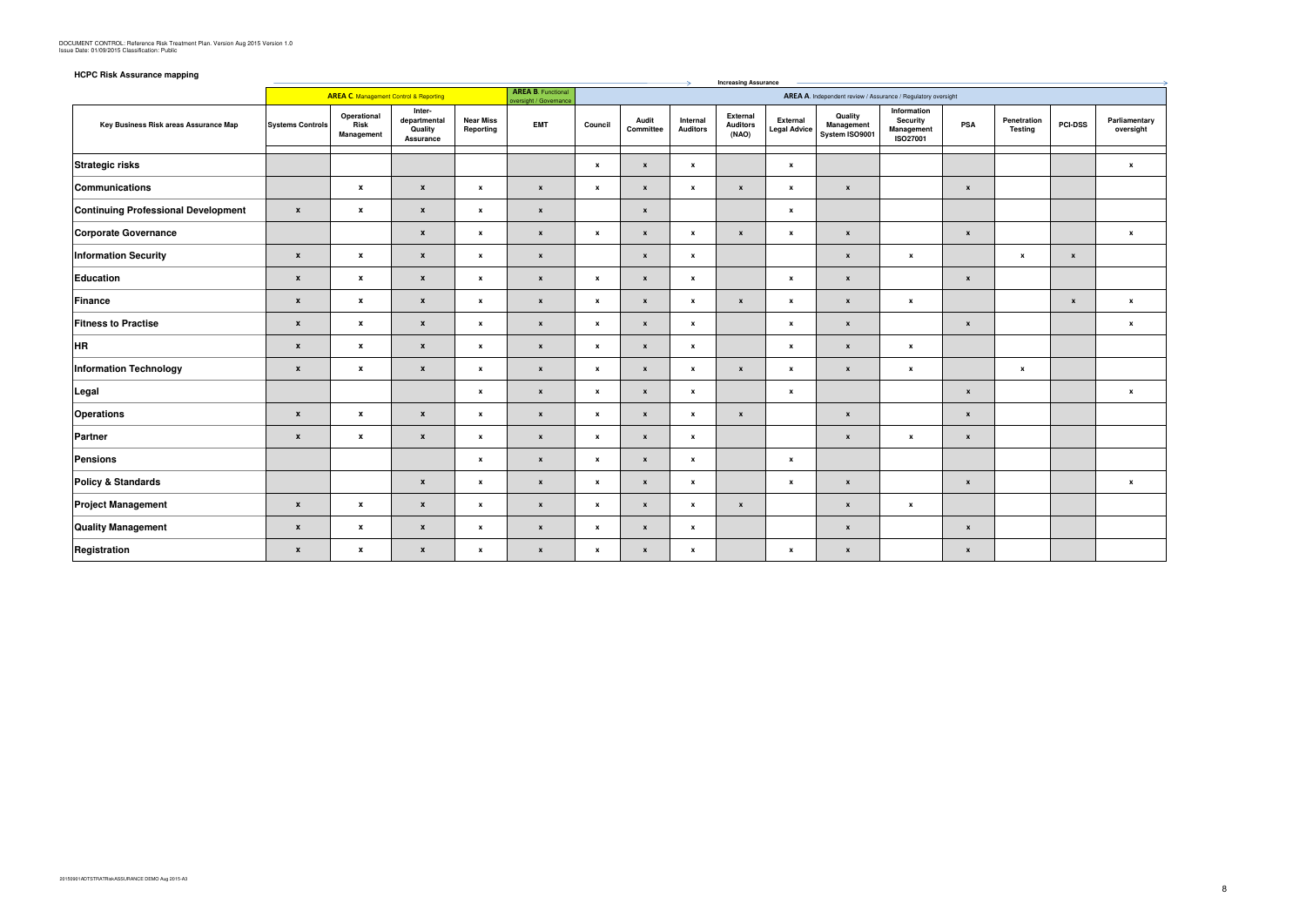# HCPC Risk Assurance mapping

Increasing Assurance →

| | AREA C. Management Control & Reporting | | | | AREA B. Functional oversight / Governance | AREA A. Independent review / Assurance / Regulatory oversight | | | | | | | | | | |
|---|---|---|---|---|---|---|---|---|---|---|---|---|---|---|---|---|
| Key Business Risk areas Assurance Map | Systems Controls | Operational Risk Management | Inter-departmental Quality Assurance | Near Miss Reporting | EMT | Council | Audit Committee | Internal Auditors | External Auditors (NAO) | External Legal Advice | Quality Management System ISO9001 | Information Security Management ISO27001 | PSA | Penetration Testing | PCI-DSS | Parliamentary oversight |
| **Strategic risks** | | | | | | x | x | x | | x | | | | | | x |
| **Communications** | | x | x | x | x | x | x | x | x | x | x | | x | | | |
| **Continuing Professional Development** | x | x | x | x | x | | x | | | x | | | | | | |
| **Corporate Governance** | | | x | x | x | x | x | x | x | x | x | | x | | | x |
| **Information Security** | x | x | x | x | x | | x | x | | | x | x | | x | x | |
| **Education** | x | x | x | x | x | x | x | x | | x | x | | x | | | |
| **Finance** | x | x | x | x | x | x | x | x | x | x | x | x | | | x | x |
| **Fitness to Practise** | x | x | x | x | x | x | x | x | | x | x | | x | | | x |
| **HR** | x | x | x | x | x | x | x | x | | x | x | x | | | | |
| **Information Technology** | x | x | x | x | x | x | x | x | x | x | x | x | | x | | |
| **Legal** | | | | x | x | x | x | x | | x | | | x | | | x |
| **Operations** | x | x | x | x | x | x | x | x | x | | x | | x | | | |
| **Partner** | x | x | x | x | x | x | x | x | | | x | x | x | | | |
| **Pensions** | | | | x | x | x | x | x | | x | | | | | | |
| **Policy & Standards** | | | x | x | x | x | x | x | | x | x | | x | | | x |
| **Project Management** | x | x | x | x | x | x | x | x | x | | x | x | | | | |
| **Quality Management** | x | x | x | x | x | x | x | x | | | x | | x | | | |
| **Registration** | x | x | x | x | x | x | x | x | | x | x | | x | | | |